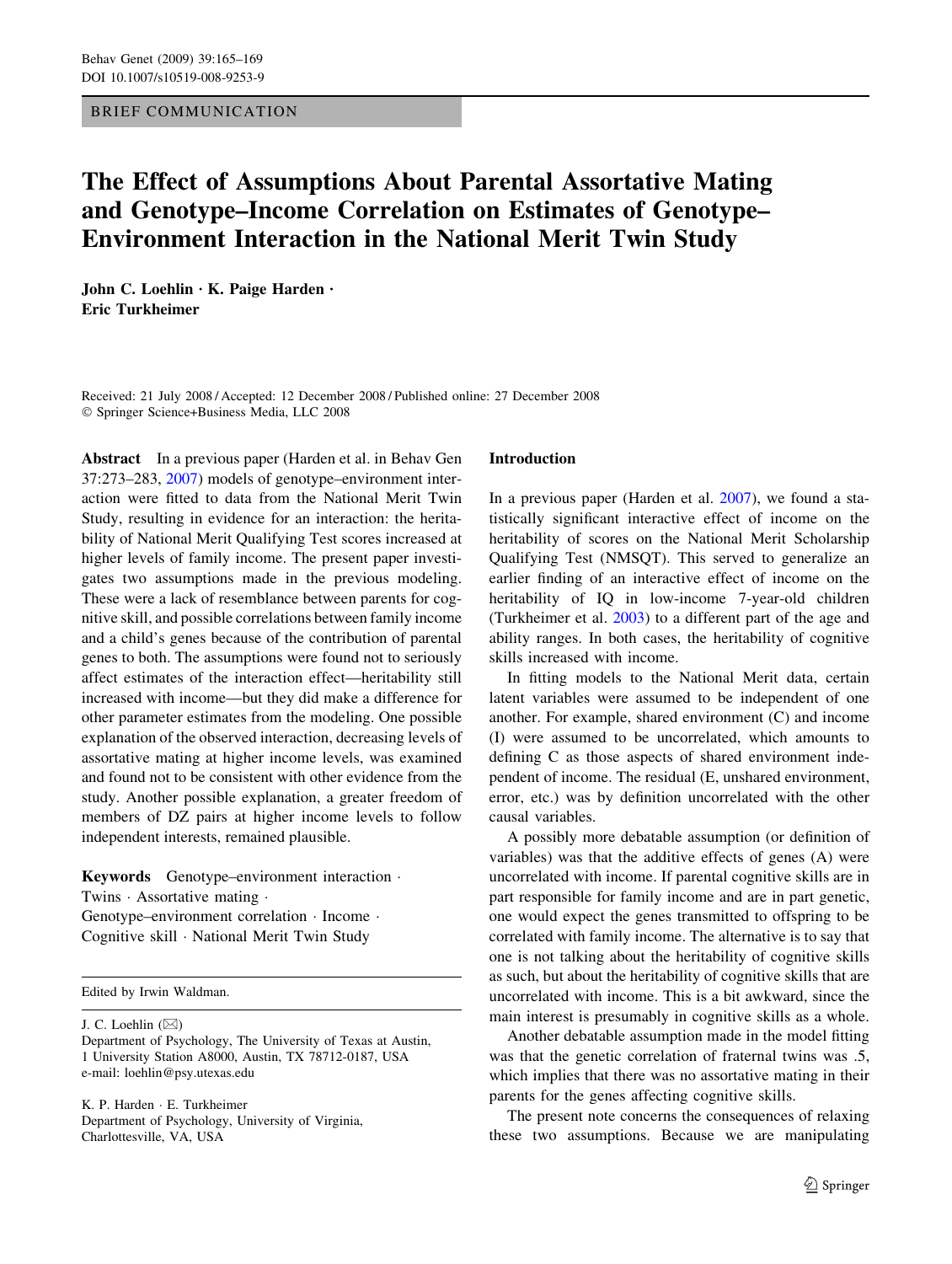BRIEF COMMUNICATION

# The Effect of Assumptions About Parental Assortative Mating and Genotype–Income Correlation on Estimates of Genotype–Environment Interaction in the National Merit Twin Study

**John C. Loehlin · K. Paige Harden · Eric Turkheimer**

Received: 21 July 2008 / Accepted: 12 December 2008 / Published online: 27 December 2008
© Springer Science+Business Media, LLC 2008

**Abstract** In a previous paper (Harden et al. in Behav Gen 37:273–283, 2007) models of genotype–environment interaction were fitted to data from the National Merit Twin Study, resulting in evidence for an interaction: the heritability of National Merit Qualifying Test scores increased at higher levels of family income. The present paper investigates two assumptions made in the previous modeling. These were a lack of resemblance between parents for cognitive skill, and possible correlations between family income and a child's genes because of the contribution of parental genes to both. The assumptions were found not to seriously affect estimates of the interaction effect—heritability still increased with income—but they did make a difference for other parameter estimates from the modeling. One possible explanation of the observed interaction, decreasing levels of assortative mating at higher income levels, was examined and found not to be consistent with other evidence from the study. Another possible explanation, a greater freedom of members of DZ pairs at higher income levels to follow independent interests, remained plausible.

**Keywords** Genotype–environment interaction · Twins · Assortative mating · Genotype–environment correlation · Income · Cognitive skill · National Merit Twin Study

Edited by Irwin Waldman.

J. C. Loehlin (✉)
Department of Psychology, The University of Texas at Austin, 1 University Station A8000, Austin, TX 78712-0187, USA
e-mail: loehlin@psy.utexas.edu

K. P. Harden · E. Turkheimer
Department of Psychology, University of Virginia, Charlottesville, VA, USA

## Introduction

In a previous paper (Harden et al. 2007), we found a statistically significant interactive effect of income on the heritability of scores on the National Merit Scholarship Qualifying Test (NMSQT). This served to generalize an earlier finding of an interactive effect of income on the heritability of IQ in low-income 7-year-old children (Turkheimer et al. 2003) to a different part of the age and ability ranges. In both cases, the heritability of cognitive skills increased with income.

In fitting models to the National Merit data, certain latent variables were assumed to be independent of one another. For example, shared environment (C) and income (I) were assumed to be uncorrelated, which amounts to defining C as those aspects of shared environment independent of income. The residual (E, unshared environment, error, etc.) was by definition uncorrelated with the other causal variables.

A possibly more debatable assumption (or definition of variables) was that the additive effects of genes (A) were uncorrelated with income. If parental cognitive skills are in part responsible for family income and are in part genetic, one would expect the genes transmitted to offspring to be correlated with family income. The alternative is to say that one is not talking about the heritability of cognitive skills as such, but about the heritability of cognitive skills that are uncorrelated with income. This is a bit awkward, since the main interest is presumably in cognitive skills as a whole.

Another debatable assumption made in the model fitting was that the genetic correlation of fraternal twins was .5, which implies that there was no assortative mating in their parents for the genes affecting cognitive skills.

The present note concerns the consequences of relaxing these two assumptions. Because we are manipulating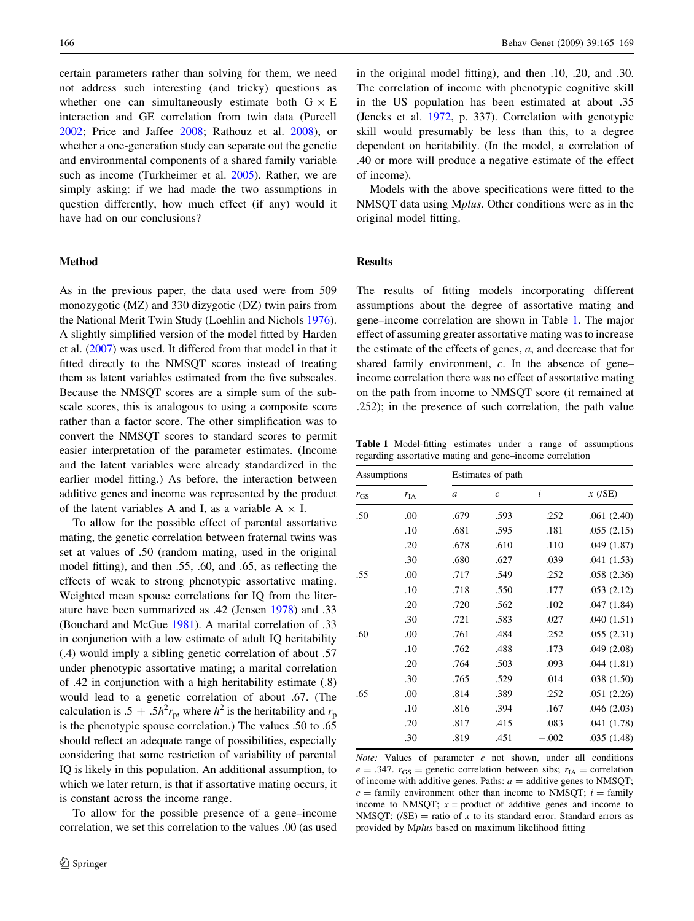certain parameters rather than solving for them, we need not address such interesting (and tricky) questions as whether one can simultaneously estimate both G × E interaction and GE correlation from twin data (Purcell 2002; Price and Jaffee 2008; Rathouz et al. 2008), or whether a one-generation study can separate out the genetic and environmental components of a shared family variable such as income (Turkheimer et al. 2005). Rather, we are simply asking: if we had made the two assumptions in question differently, how much effect (if any) would it have had on our conclusions?

## Method

As in the previous paper, the data used were from 509 monozygotic (MZ) and 330 dizygotic (DZ) twin pairs from the National Merit Twin Study (Loehlin and Nichols 1976). A slightly simplified version of the model fitted by Harden et al. (2007) was used. It differed from that model in that it fitted directly to the NMSQT scores instead of treating them as latent variables estimated from the five subscales. Because the NMSQT scores are a simple sum of the subscale scores, this is analogous to using a composite score rather than a factor score. The other simplification was to convert the NMSQT scores to standard scores to permit easier interpretation of the parameter estimates. (Income and the latent variables were already standardized in the earlier model fitting.) As before, the interaction between additive genes and income was represented by the product of the latent variables A and I, as a variable A × I.

To allow for the possible effect of parental assortative mating, the genetic correlation between fraternal twins was set at values of .50 (random mating, used in the original model fitting), and then .55, .60, and .65, as reflecting the effects of weak to strong phenotypic assortative mating. Weighted mean spouse correlations for IQ from the literature have been summarized as .42 (Jensen 1978) and .33 (Bouchard and McGue 1981). A marital correlation of .33 in conjunction with a low estimate of adult IQ heritability (.4) would imply a sibling genetic correlation of about .57 under phenotypic assortative mating; a marital correlation of .42 in conjunction with a high heritability estimate (.8) would lead to a genetic correlation of about .67. (The calculation is $.5 + .5h^2r_p$, where $h^2$ is the heritability and $r_p$ is the phenotypic spouse correlation.) The values .50 to .65 should reflect an adequate range of possibilities, especially considering that some restriction of variability of parental IQ is likely in this population. An additional assumption, to which we later return, is that if assortative mating occurs, it is constant across the income range.

To allow for the possible presence of a gene–income correlation, we set this correlation to the values .00 (as used in the original model fitting), and then .10, .20, and .30. The correlation of income with phenotypic cognitive skill in the US population has been estimated at about .35 (Jencks et al. 1972, p. 337). Correlation with genotypic skill would presumably be less than this, to a degree dependent on heritability. (In the model, a correlation of .40 or more will produce a negative estimate of the effect of income).

Models with the above specifications were fitted to the NMSQT data using M*plus*. Other conditions were as in the original model fitting.

## Results

The results of fitting models incorporating different assumptions about the degree of assortative mating and gene–income correlation are shown in Table 1. The major effect of assuming greater assortative mating was to increase the estimate of the effects of genes, *a*, and decrease that for shared family environment, *c*. In the absence of gene–income correlation there was no effect of assortative mating on the path from income to NMSQT score (it remained at .252); in the presence of such correlation, the path value

**Table 1** Model-fitting estimates under a range of assumptions regarding assortative mating and gene–income correlation

| Assumptions | | Estimates of path | | | |
|---|---|---|---|---|---|
| $r_{GS}$ | $r_{IA}$ | *a* | *c* | *i* | *x* (/SE) |
| .50 | .00 | .679 | .593 | .252 | .061 (2.40) |
| | .10 | .681 | .595 | .181 | .055 (2.15) |
| | .20 | .678 | .610 | .110 | .049 (1.87) |
| | .30 | .680 | .627 | .039 | .041 (1.53) |
| .55 | .00 | .717 | .549 | .252 | .058 (2.36) |
| | .10 | .718 | .550 | .177 | .053 (2.12) |
| | .20 | .720 | .562 | .102 | .047 (1.84) |
| | .30 | .721 | .583 | .027 | .040 (1.51) |
| .60 | .00 | .761 | .484 | .252 | .055 (2.31) |
| | .10 | .762 | .488 | .173 | .049 (2.08) |
| | .20 | .764 | .503 | .093 | .044 (1.81) |
| | .30 | .765 | .529 | .014 | .038 (1.50) |
| .65 | .00 | .814 | .389 | .252 | .051 (2.26) |
| | .10 | .816 | .394 | .167 | .046 (2.03) |
| | .20 | .817 | .415 | .083 | .041 (1.78) |
| | .30 | .819 | .451 | −.002 | .035 (1.48) |

*Note:* Values of parameter *e* not shown, under all conditions *e* = .347. $r_{GS}$ = genetic correlation between sibs; $r_{IA}$ = correlation of income with additive genes. Paths: *a* = additive genes to NMSQT; *c* = family environment other than income to NMSQT; *i* = family income to NMSQT; *x* = product of additive genes and income to NMSQT; (/SE) = ratio of *x* to its standard error. Standard errors as provided by M*plus* based on maximum likelihood fitting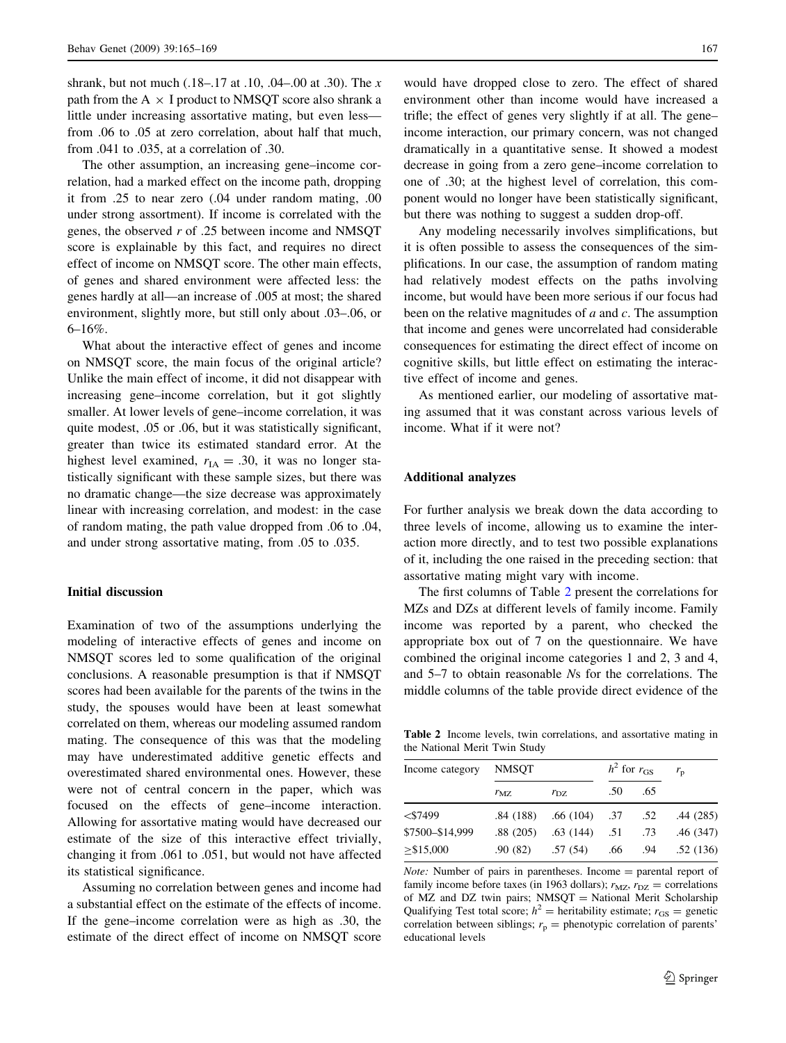shrank, but not much (.18–.17 at .10, .04–.00 at .30). The $x$ path from the A × I product to NMSQT score also shrank a little under increasing assortative mating, but even less—from .06 to .05 at zero correlation, about half that much, from .041 to .035, at a correlation of .30.

The other assumption, an increasing gene–income correlation, had a marked effect on the income path, dropping it from .25 to near zero (.04 under random mating, .00 under strong assortment). If income is correlated with the genes, the observed $r$ of .25 between income and NMSQT score is explainable by this fact, and requires no direct effect of income on NMSQT score. The other main effects, of genes and shared environment were affected less: the genes hardly at all—an increase of .005 at most; the shared environment, slightly more, but still only about .03–.06, or 6–16%.

What about the interactive effect of genes and income on NMSQT score, the main focus of the original article? Unlike the main effect of income, it did not disappear with increasing gene–income correlation, but it got slightly smaller. At lower levels of gene–income correlation, it was quite modest, .05 or .06, but it was statistically significant, greater than twice its estimated standard error. At the highest level examined, $r_{IA} = .30$, it was no longer statistically significant with these sample sizes, but there was no dramatic change—the size decrease was approximately linear with increasing correlation, and modest: in the case of random mating, the path value dropped from .06 to .04, and under strong assortative mating, from .05 to .035.

## Initial discussion

Examination of two of the assumptions underlying the modeling of interactive effects of genes and income on NMSQT scores led to some qualification of the original conclusions. A reasonable presumption is that if NMSQT scores had been available for the parents of the twins in the study, the spouses would have been at least somewhat correlated on them, whereas our modeling assumed random mating. The consequence of this was that the modeling may have underestimated additive genetic effects and overestimated shared environmental ones. However, these were not of central concern in the paper, which was focused on the effects of gene–income interaction. Allowing for assortative mating would have decreased our estimate of the size of this interactive effect trivially, changing it from .061 to .051, but would not have affected its statistical significance.

Assuming no correlation between genes and income had a substantial effect on the estimate of the effects of income. If the gene–income correlation were as high as .30, the estimate of the direct effect of income on NMSQT score would have dropped close to zero. The effect of shared environment other than income would have increased a trifle; the effect of genes very slightly if at all. The gene–income interaction, our primary concern, was not changed dramatically in a quantitative sense. It showed a modest decrease in going from a zero gene–income correlation to one of .30; at the highest level of correlation, this component would no longer have been statistically significant, but there was nothing to suggest a sudden drop-off.

Any modeling necessarily involves simplifications, but it is often possible to assess the consequences of the simplifications. In our case, the assumption of random mating had relatively modest effects on the paths involving income, but would have been more serious if our focus had been on the relative magnitudes of $a$ and $c$. The assumption that income and genes were uncorrelated had considerable consequences for estimating the direct effect of income on cognitive skills, but little effect on estimating the interactive effect of income and genes.

As mentioned earlier, our modeling of assortative mating assumed that it was constant across various levels of income. What if it were not?

## Additional analyzes

For further analysis we break down the data according to three levels of income, allowing us to examine the interaction more directly, and to test two possible explanations of it, including the one raised in the preceding section: that assortative mating might vary with income.

The first columns of Table 2 present the correlations for MZs and DZs at different levels of family income. Family income was reported by a parent, who checked the appropriate box out of 7 on the questionnaire. We have combined the original income categories 1 and 2, 3 and 4, and 5–7 to obtain reasonable $N$s for the correlations. The middle columns of the table provide direct evidence of the

**Table 2** Income levels, twin correlations, and assortative mating in the National Merit Twin Study

| Income category | NMSQT | | $h^2$ for $r_{GS}$ | | $r_p$ |
|---|---|---|---|---|---|
| | $r_{MZ}$ | $r_{DZ}$ | .50 | .65 | |
| <$7499 | .84 (188) | .66 (104) | .37 | .52 | .44 (285) |
| $7500–$14,999 | .88 (205) | .63 (144) | .51 | .73 | .46 (347) |
| ≥$15,000 | .90 (82) | .57 (54) | .66 | .94 | .52 (136) |

*Note:* Number of pairs in parentheses. Income = parental report of family income before taxes (in 1963 dollars); $r_{MZ}$, $r_{DZ}$ = correlations of MZ and DZ twin pairs; NMSQT = National Merit Scholarship Qualifying Test total score; $h^2$ = heritability estimate; $r_{GS}$ = genetic correlation between siblings; $r_p$ = phenotypic correlation of parents' educational levels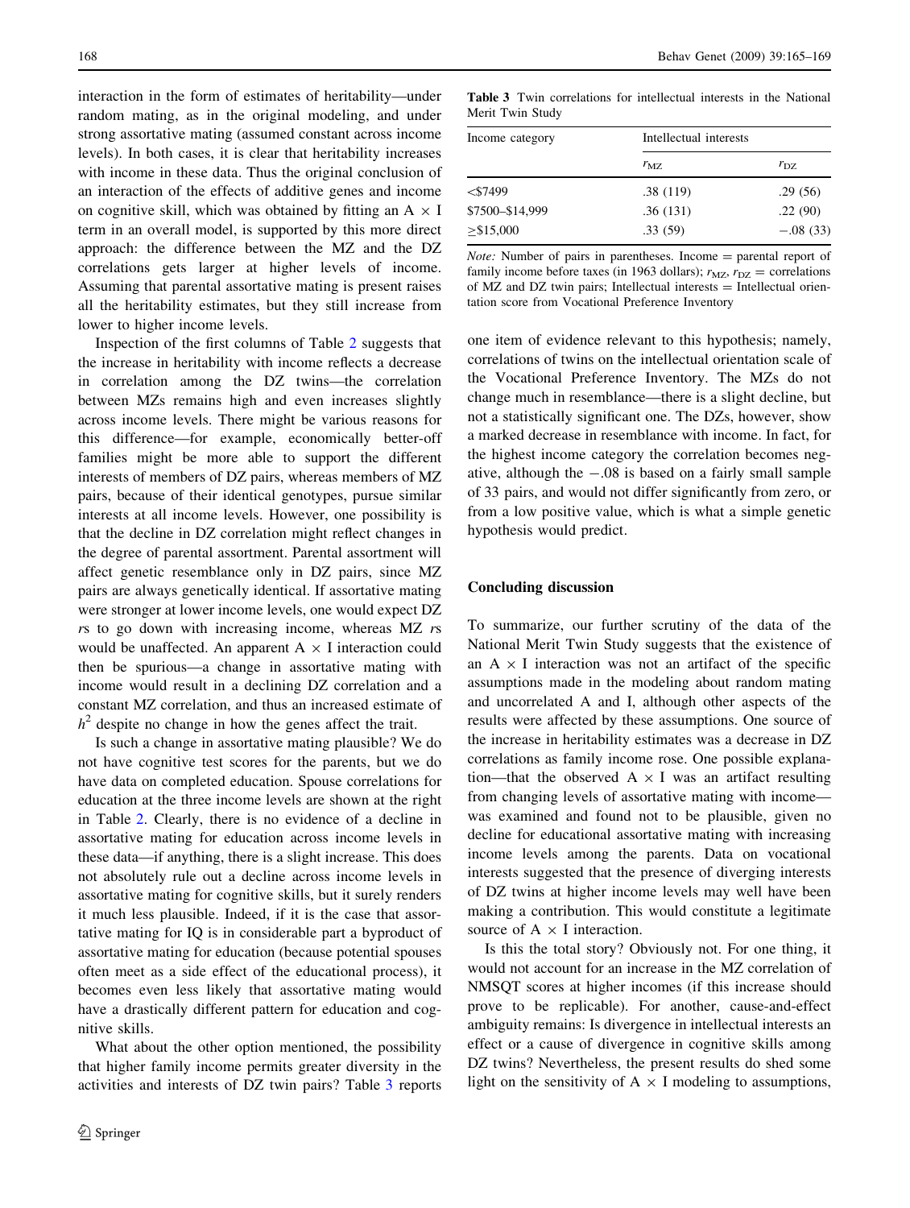interaction in the form of estimates of heritability—under random mating, as in the original modeling, and under strong assortative mating (assumed constant across income levels). In both cases, it is clear that heritability increases with income in these data. Thus the original conclusion of an interaction of the effects of additive genes and income on cognitive skill, which was obtained by fitting an A × I term in an overall model, is supported by this more direct approach: the difference between the MZ and the DZ correlations gets larger at higher levels of income. Assuming that parental assortative mating is present raises all the heritability estimates, but they still increase from lower to higher income levels.

Inspection of the first columns of Table 2 suggests that the increase in heritability with income reflects a decrease in correlation among the DZ twins—the correlation between MZs remains high and even increases slightly across income levels. There might be various reasons for this difference—for example, economically better-off families might be more able to support the different interests of members of DZ pairs, whereas members of MZ pairs, because of their identical genotypes, pursue similar interests at all income levels. However, one possibility is that the decline in DZ correlation might reflect changes in the degree of parental assortment. Parental assortment will affect genetic resemblance only in DZ pairs, since MZ pairs are always genetically identical. If assortative mating were stronger at lower income levels, one would expect DZ *r*s to go down with increasing income, whereas MZ *r*s would be unaffected. An apparent A × I interaction could then be spurious—a change in assortative mating with income would result in a declining DZ correlation and a constant MZ correlation, and thus an increased estimate of $h^2$ despite no change in how the genes affect the trait.

Is such a change in assortative mating plausible? We do not have cognitive test scores for the parents, but we do have data on completed education. Spouse correlations for education at the three income levels are shown at the right in Table 2. Clearly, there is no evidence of a decline in assortative mating for education across income levels in these data—if anything, there is a slight increase. This does not absolutely rule out a decline across income levels in assortative mating for cognitive skills, but it surely renders it much less plausible. Indeed, if it is the case that assortative mating for IQ is in considerable part a byproduct of assortative mating for education (because potential spouses often meet as a side effect of the educational process), it becomes even less likely that assortative mating would have a drastically different pattern for education and cognitive skills.

What about the other option mentioned, the possibility that higher family income permits greater diversity in the activities and interests of DZ twin pairs? Table 3 reports one item of evidence relevant to this hypothesis; namely, correlations of twins on the intellectual orientation scale of the Vocational Preference Inventory. The MZs do not change much in resemblance—there is a slight decline, but not a statistically significant one. The DZs, however, show a marked decrease in resemblance with income. In fact, for the highest income category the correlation becomes negative, although the −.08 is based on a fairly small sample of 33 pairs, and would not differ significantly from zero, or from a low positive value, which is what a simple genetic hypothesis would predict.

**Table 3** Twin correlations for intellectual interests in the National Merit Twin Study

| Income category | Intellectual interests | |
|---|---|---|
| | $r_{MZ}$ | $r_{DZ}$ |
| <$7499 | .38 (119) | .29 (56) |
| $7500–$14,999 | .36 (131) | .22 (90) |
| ≥$15,000 | .33 (59) | −.08 (33) |

*Note:* Number of pairs in parentheses. Income = parental report of family income before taxes (in 1963 dollars); $r_{MZ}$, $r_{DZ}$ = correlations of MZ and DZ twin pairs; Intellectual interests = Intellectual orientation score from Vocational Preference Inventory

## Concluding discussion

To summarize, our further scrutiny of the data of the National Merit Twin Study suggests that the existence of an A × I interaction was not an artifact of the specific assumptions made in the modeling about random mating and uncorrelated A and I, although other aspects of the results were affected by these assumptions. One source of the increase in heritability estimates was a decrease in DZ correlations as family income rose. One possible explanation—that the observed A × I was an artifact resulting from changing levels of assortative mating with income—was examined and found not to be plausible, given no decline for educational assortative mating with increasing income levels among the parents. Data on vocational interests suggested that the presence of diverging interests of DZ twins at higher income levels may well have been making a contribution. This would constitute a legitimate source of A × I interaction.

Is this the total story? Obviously not. For one thing, it would not account for an increase in the MZ correlation of NMSQT scores at higher incomes (if this increase should prove to be replicable). For another, cause-and-effect ambiguity remains: Is divergence in intellectual interests an effect or a cause of divergence in cognitive skills among DZ twins? Nevertheless, the present results do shed some light on the sensitivity of A × I modeling to assumptions,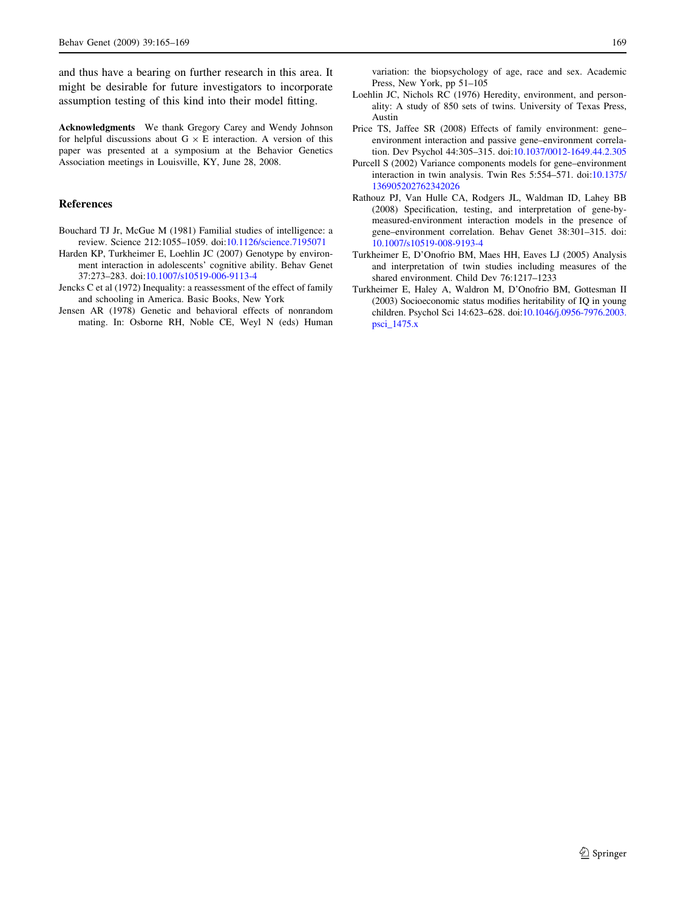and thus have a bearing on further research in this area. It might be desirable for future investigators to incorporate assumption testing of this kind into their model fitting.

**Acknowledgments** We thank Gregory Carey and Wendy Johnson for helpful discussions about G $\times$ E interaction. A version of this paper was presented at a symposium at the Behavior Genetics Association meetings in Louisville, KY, June 28, 2008.

## References

Bouchard TJ Jr, McGue M (1981) Familial studies of intelligence: a review. Science 212:1055–1059. doi:10.1126/science.7195071

Harden KP, Turkheimer E, Loehlin JC (2007) Genotype by environment interaction in adolescents' cognitive ability. Behav Genet 37:273–283. doi:10.1007/s10519-006-9113-4

Jencks C et al (1972) Inequality: a reassessment of the effect of family and schooling in America. Basic Books, New York

Jensen AR (1978) Genetic and behavioral effects of nonrandom mating. In: Osborne RH, Noble CE, Weyl N (eds) Human variation: the biopsychology of age, race and sex. Academic Press, New York, pp 51–105

Loehlin JC, Nichols RC (1976) Heredity, environment, and personality: A study of 850 sets of twins. University of Texas Press, Austin

Price TS, Jaffee SR (2008) Effects of family environment: gene–environment interaction and passive gene–environment correlation. Dev Psychol 44:305–315. doi:10.1037/0012-1649.44.2.305

Purcell S (2002) Variance components models for gene–environment interaction in twin analysis. Twin Res 5:554–571. doi:10.1375/136905202762342026

Rathouz PJ, Van Hulle CA, Rodgers JL, Waldman ID, Lahey BB (2008) Specification, testing, and interpretation of gene-by-measured-environment interaction models in the presence of gene–environment correlation. Behav Genet 38:301–315. doi:10.1007/s10519-008-9193-4

Turkheimer E, D'Onofrio BM, Maes HH, Eaves LJ (2005) Analysis and interpretation of twin studies including measures of the shared environment. Child Dev 76:1217–1233

Turkheimer E, Haley A, Waldron M, D'Onofrio BM, Gottesman II (2003) Socioeconomic status modifies heritability of IQ in young children. Psychol Sci 14:623–628. doi:10.1046/j.0956-7976.2003.psci_1475.x